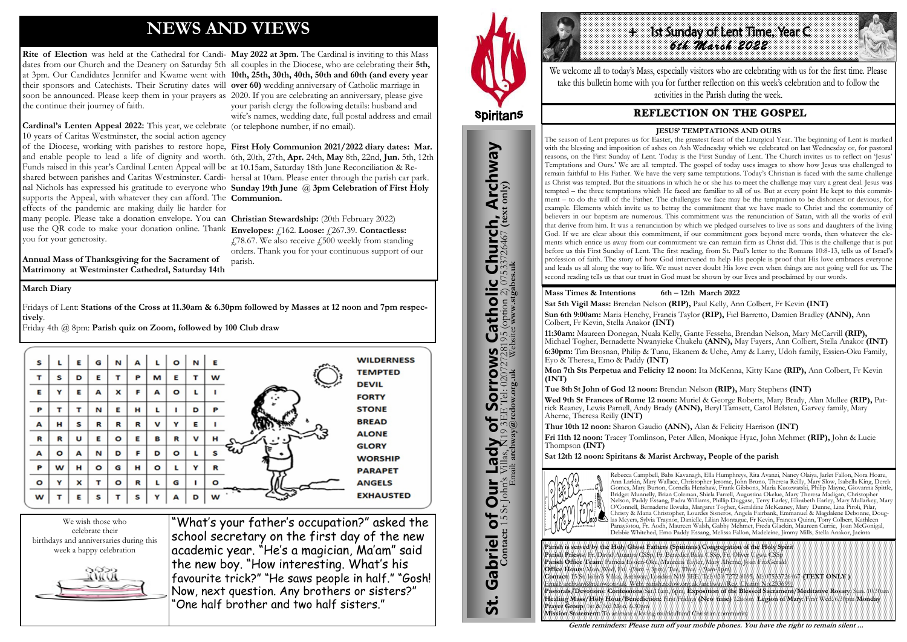# NEWS AND VIEWS

**Rite of Election** was held at the Cathedral for Candidates from our Church and the Deanery on Saturday 5th at 3pm. Our Candidates Jennifer and Kwame went with their sponsors and Catechists. Their Scrutiny dates will soon be announced. Please keep them in your prayers as the continue their journey of faith.

**Cardinal's Lenten Appeal 2022:** This year, we celebrate 10 years of Caritas Westminster, the social action agency of the Diocese, working with parishes to restore hope, and enable people to lead a life of dignity and worth. Funds raised in this year's Cardinal Lenten Appeal will be shared between parishes and Caritas Westminster. Cardinal Nichols has expressed his gratitude to everyone who supports the Appeal, with whatever they can afford. The effects of the pandemic are making daily lie harder for many people. Please take a donation envelope. You can use the QR code to make your donation online. Thank you for your generosity.

**Annual Mass of Thanksgiving for the Sacrament of Matrimony at Westminster Cathedral, Saturday 14th May 2022 at 3pm.** The Cardinal is inviting to this Mass all couples in the Diocese, who are celebrating their **5th, 10th, 25th, 30th, 40th, 50th and 60th (and every year over 60)** wedding anniversary of Catholic marriage in 2020. If you are celebrating an anniversary, please give your parish clergy the following details: husband and wife's names, wedding date, full postal address and email (or telephone number, if no email).

**First Holy Communion 2021/2022 diary dates: Mar.** 6th, 20th, 27th, **Apr.** 24th, **May** 8th, 22nd, **Jun.** 5th, 12th at 10.15am, Saturday 18th June Reconciliation & Rehersal at 10am. Please enter through the parish car park. **Sunday 19th June @ 3pm Celebration of First Holy Communion.**

**Christian Stewardship:** (20th February 2022) **Envelopes:** £162. **Loose:** £267.39. **Contactless:** £78.67. We also receive £500 weekly from standing orders. Thank you for your continuous support of our parish.

**March Diary**

Fridays of Lent: **Stations of the Cross at 11.30am & 6.30pm followed by Masses at 12 noon and 7pm respectively**.

Friday 4th @ 8pm: **Parish quiz on Zoom, followed by 100 Club draw**

| | | | | | | | | | |
|---|---|---|---|---|---|---|---|---|---|
| S | L | E | G | N | A | L | O | N | E |
| T | S | D | E | T | P | M | E | T | W |
| E | Y | E | A | X | F | A | O | L | I |
| P | T | T | N | E | H | L | I | D | P |
| A | H | S | R | R | R | V | Y | E | I |
| R | R | U | E | O | E | B | R | V | H |
| A | O | A | N | D | F | D | O | L | S |
| P | W | H | O | G | H | O | L | Y | R |
| O | Y | X | T | O | R | L | G | I | O |
| W | T | E | S | T | S | Y | A | D | W |

WILDERNESS
TEMPTED
DEVIL
FORTY
STONE
BREAD
ALONE
GLORY
WORSHIP
PARAPET
ANGELS
EXHAUSTED

We wish those who celebrate their birthdays and anniversaries during this week a happy celebration

"What's your father's occupation?" asked the school secretary on the first day of the new academic year. "He's a magician, Ma'am" said the new boy. "How interesting. What's his favourite trick?" "He saws people in half." "Gosh! Now, next question. Any brothers or sisters?" "One half brother and two half sisters."

Spiritans

**St. Gabriel of Our Lady of Sorrows Catholic Church, Archway**
**Contact:** 15 St John's Villas, N19 3EE Tel: 02072728195 (option 2) 07533726467 **(text only)**
Email: **archway@rcdow.org.uk** Website: **www.stgabes.uk**

# + 1st Sunday of Lent Time, Year C
*6th March 2022*

We welcome all to today's Mass, especially visitors who are celebrating with us for the first time. Please take this bulletin home with you for further reflection on this week's celebration and to follow the activities in the Parish during the week.

## REFLECTION ON THE GOSPEL

**JESUS' TEMPTATIONS AND OURS**

The season of Lent prepares us for Easter, the greatest feast of the Liturgical Year. The beginning of Lent is marked with the blessing and imposition of ashes on Ash Wednesday which we celebrated on last Wednesday or, for pastoral reasons, on the First Sunday of Lent. Today is the First Sunday of Lent. The Church invites us to reflect on 'Jesus' Temptations and Ours.' We are all tempted. The gospel of today uses images to show how Jesus was challenged to remain faithful to His Father. We have the very same temptations. Today's Christian is faced with the same challenge as Christ was tempted. But the situations in which he or she has to meet the challenge may vary a great deal. Jesus was tempted – the three temptations which He faced are familiar to all of us. But at every point He kept to this commitment – to do the will of the Father. The challenges we face may be the temptation to be dishonest or devious, for example. Elements which invite us to betray the commitment that we have made to Christ and the community of believers in our baptism are numerous. This commitment was the renunciation of Satan, with all the works of evil that derive from him. It was a renunciation by which we pledged ourselves to live as sons and daughters of the living God. If we are clear about this commitment, if our commitment goes beyond mere words, then whatever the elements which entice us away from our commitment we can remain firm as Christ did. This is the challenge that is put before us this First Sunday of Lent. The first reading, from St. Paul's letter to the Romans 10:8-13, tells us of Israel's profession of faith. The story of how God intervened to help His people is proof that His love embraces everyone and leads us all along the way to life. We must never doubt His love even when things are not going well for us. The second reading tells us that our trust in God must be shown by our lives and proclaimed by our words.

**Mass Times & Intentions 6th – 12th March 2022**

**Sat 5th Vigil Mass:** Brendan Nelson **(RIP),** Paul Kelly, Ann Colbert, Fr Kevin **(INT)**

**Sun 6th 9:00am:** Maria Henchy, Francis Taylor **(RIP),** Fiel Barretto, Damien Bradley **(ANN),** Ann Colbert, Fr Kevin, Stella Anakor **(INT)**

**11:30am:** Maureen Donegan, Nuala Kelly, Gante Fesseha, Brendan Nelson, Mary McCarvill **(RIP),** Michael Togher, Bernadette Nwanyieke Chukelu **(ANN),** May Fayers, Ann Colbert, Stella Anakor **(INT)**

**6:30pm:** Tim Brosnan, Philip & Tunu, Ekanem & Uche, Amy & Larry, Udoh family, Essien-Oku Family, Eyo & Theresa, Emo & Paddy **(INT)**

**Mon 7th Sts Perpetua and Felicity 12 noon:** Ita McKenna, Kitty Kane **(RIP),** Ann Colbert, Fr Kevin **(INT)**

**Tue 8th St John of God 12 noon:** Brendan Nelson **(RIP),** Mary Stephens **(INT)**

**Wed 9th St Frances of Rome 12 noon:** Muriel & George Roberts, Mary Brady, Alan Mullee **(RIP),** Patrick Reaney, Lewis Parnell, Andy Brady **(ANN),** Beryl Tamsett, Carol Belsten, Garvey family, Mary Aherne, Theresa Reilly **(INT)**

**Thur 10th 12 noon:** Sharon Goudie **(ANN),** Alan & Felicity Harrison **(INT)**

**Fri 11th 12 noon:** Tracey Tomlinson, Peter Allen, Monique Hyac, John Mehmet **(RIP),** John & Lucie Thompson **(INT)**

**Sat 12th 12 noon: Spiritans & Marist Archway, People of the parish**

Please Pray For...

Rebecca Campbell, Babs Kavanagh, Ella Humphreys, Rita Avanzi, Nancy Olaiya, Jarlet Fallon, Nora Hoare, Ann Larkin, Mary Wallace, Christopher Jerome, John Bruno, Theresa Reilly, Mary Slow, Isabella King, Derek Gomes, Mary Burton, Cornelia Henshaw, Frank Gibbons, Maria Kuozwatski, Philip Mayne, Giovanna Spittle, Bridget Munnelly, Brian Coleman, Shiela Farrell, Augustina Okelue, Mary Theresa Madigan, Christopher Nelson, Paddy Essang, Padra Williams, Phillip Duggase, Terry Earley, Elizabeth Earley, Mary Mullarkey, Mary O'Connell, Bernadette Ikwuka, Margaret Togher, Geraldine McKeaney, Mary Dunne, Lina Piroli, Pilar, Christy & Maria Christopher, Lourdes Sisneros, Angela Fairbank, Emmanuel & Magdalene Debonne, Douglas Meyers, Sylvia Traynor, Danielle, Lilian Montague, Fr Kevin, Frances Quinn, Tony Colbert, Kathleen Panayiotou, Fr. Aodh, Maureen Walsh, Gabby Mehmet, Freda Glackin, Maureen Currie, Joan McGonigal, Debbie Whitehed, Emo Paddy Essang, Melissa Fallon, Madeleine, Jimmy Mills, Stella Anakor, Jacinta

**Parish is served by the Holy Ghost Fathers (Spiritans) Congregation of the Holy Spirit**
**Parish Priests:** Fr. David Atuanya CSSp, Fr. Benedict Baka CSSp, Fr. Oliver Ugwu CSSp
**Parish Office Team:** Patricia Essien-Oku, Maureen Tayler, Mary Aherne, Joan FitzGerald
**Office Hours:** Mon, Wed, Fri. - (9am – 3pm) Tue, Thur. - (9am-1pm)
**Contact:** 15 St. John's Villas, Archway, London N19 3EE. Tel: 020 7272 8195. M: 07533726467 **(TEXT ONLY)**
Email: archway@rcdow.org.uk. Web: parish.rcdow.org.uk/archway (Reg. Charity No 233699)
**Pastorals/Devotions: Confessions** Sat.11am, 6pm, **Exposition of the Blessed Sacrament/Meditative Rosary**: Sun. 10.30am **Healing Mass/Holy Hour/Benediction:** First Fridays **(New time)** 12noon **Legion of Mary**: First Wed. 6.30pm **Monday Prayer Group**: 1st & 3rd Mon. 6.30pm
**Mission Statement:** To animate a loving multicultural Christian community

***Gentle reminders: Please turn off your mobile phones. You have the right to remain silent …***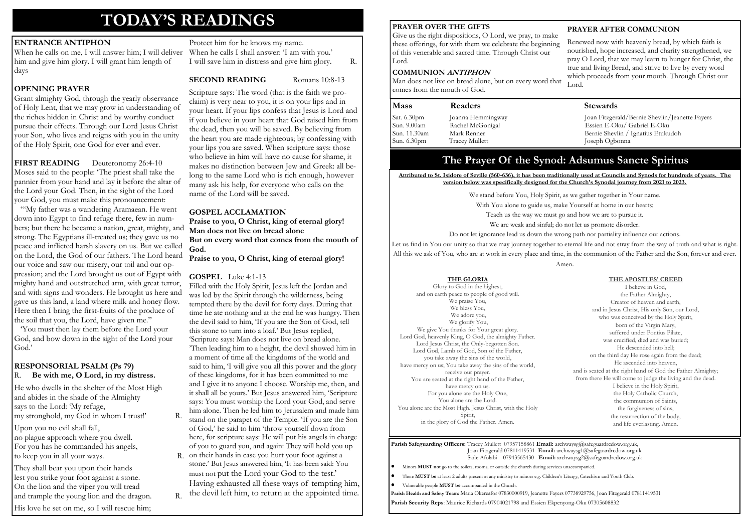# TODAY'S READINGS

## ENTRANCE ANTIPHON

When he calls on me, I will answer him; I will deliver him and give him glory. I will grant him length of days

## OPENING PRAYER

Grant almighty God, through the yearly observance of Holy Lent, that we may grow in understanding of the riches hidden in Christ and by worthy conduct pursue their effects. Through our Lord Jesus Christ your Son, who lives and reigns with you in the unity of the Holy Spirit, one God for ever and ever.

## FIRST READING    Deuteronomy 26:4-10

Moses said to the people: 'The priest shall take the pannier from your hand and lay it before the altar of the Lord your God. Then, in the sight of the Lord your God, you must make this pronouncement:

'"My father was a wandering Aramaean. He went down into Egypt to find refuge there, few in numbers; but there he became a nation, great, mighty, and strong. The Egyptians ill-treated us; they gave us no peace and inflicted harsh slavery on us. But we called on the Lord, the God of our fathers. The Lord heard our voice and saw our misery, our toil and our oppression; and the Lord brought us out of Egypt with mighty hand and outstretched arm, with great terror, and with signs and wonders. He brought us here and gave us this land, a land where milk and honey flow. Here then I bring the first-fruits of the produce of the soil that you, the Lord, have given me."

'You must then lay them before the Lord your God, and bow down in the sight of the Lord your God.'

## RESPONSORIAL PSALM (Ps 79)

R. **Be with me, O Lord, in my distress.**

He who dwells in the shelter of the Most High
and abides in the shade of the Almighty
says to the Lord: 'My refuge,
my stronghold, my God in whom I trust!' R.

Upon you no evil shall fall,
no plague approach where you dwell.
For you has he commanded his angels,
to keep you in all your ways. R.

They shall bear you upon their hands
lest you strike your foot against a stone.
On the lion and the viper you will tread
and trample the young lion and the dragon. R.

His love he set on me, so I will rescue him;
Protect him for he knows my name.
When he calls I shall answer: 'I am with you.'
I will save him in distress and give him glory. R.

## SECOND READING    Romans 10:8-13

Scripture says: The word (that is the faith we proclaim) is very near to you, it is on your lips and in your heart. If your lips confess that Jesus is Lord and if you believe in your heart that God raised him from the dead, then you will be saved. By believing from the heart you are made righteous; by confessing with your lips you are saved. When scripture says: those who believe in him will have no cause for shame, it makes no distinction between Jew and Greek: all belong to the same Lord who is rich enough, however many ask his help, for everyone who calls on the name of the Lord will be saved.

## GOSPEL ACCLAMATION

**Praise to you, O Christ, king of eternal glory!**
**Man does not live on bread alone**
**But on every word that comes from the mouth of God.**
**Praise to you, O Christ, king of eternal glory!**

## GOSPEL    Luke 4:1-13

Filled with the Holy Spirit, Jesus left the Jordan and was led by the Spirit through the wilderness, being tempted there by the devil for forty days. During that time he ate nothing and at the end he was hungry. Then the devil said to him, 'If you are the Son of God, tell this stone to turn into a loaf.' But Jesus replied, 'Scripture says: Man does not live on bread alone. 'Then leading him to a height, the devil showed him in a moment of time all the kingdoms of the world and said to him, 'I will give you all this power and the glory of these kingdoms, for it has been committed to me and I give it to anyone I choose. Worship me, then, and it shall all be yours.' But Jesus answered him, 'Scripture says: You must worship the Lord your God, and serve him alone. Then he led him to Jerusalem and made him stand on the parapet of the Temple. 'If you are the Son of God,' he said to him 'throw yourself down from here, for scripture says: He will put his angels in charge of you to guard you, and again: They will hold you up on their hands in case you hurt your foot against a stone.' But Jesus answered him, 'It has been said: You must not put the Lord your God to the test.' Having exhausted all these ways of tempting him, the devil left him, to return at the appointed time.

## PRAYER OVER THE GIFTS

Give us the right dispositions, O Lord, we pray, to make these offerings, for with them we celebrate the beginning of this venerable and sacred time. Through Christ our Lord.

## COMMUNION *ANTIPHON*

Man does not live on bread alone, but on every word that comes from the mouth of God.

## PRAYER AFTER COMMUNION

Renewed now with heavenly bread, by which faith is nourished, hope increased, and charity strengthened, we pray O Lord, that we may learn to hunger for Christ, the true and living Bread, and strive to live by every word which proceeds from your mouth. Through Christ our Lord.

| Mass | Readers | Stewards |
|---|---|---|
| Sat. 6.30pm | Joanna Hemmingway | Joan Fitzgerald/Bernie Shevlin/Jeanette Fayers |
| Sun. 9.00am | Rachel McGonigal | Essien E-Oku/ Gabriel E-Oku |
| Sun. 11.30am | Mark Renner | Bernie Shevlin / Ignatius Etukudoh |
| Sun. 6.30pm | Tracey Mullett | Joseph Ogbonna |

# The Prayer Of the Synod: Adsumus Sancte Spiritus

**Attributed to St. Isidore of Seville (560-636), it has been traditionally used at Councils and Synods for hundreds of years. The version below was specifically designed for the Church's Synodal journey from 2021 to 2023.**

We stand before You, Holy Spirit, as we gather together in Your name.
With You alone to guide us, make Yourself at home in our hearts;
Teach us the way we must go and how we are to pursue it.
We are weak and sinful; do not let us promote disorder.
Do not let ignorance lead us down the wrong path nor partiality influence our actions.
Let us find in You our unity so that we may journey together to eternal life and not stray from the way of truth and what is right.
All this we ask of You, who are at work in every place and time, in the communion of the Father and the Son, forever and ever.
Amen.

### THE GLORIA

Glory to God in the highest,
and on earth peace to people of good will.
We praise You,
We bless You,
We adore you,
We glorify You,
We give You thanks for Your great glory.
Lord God, heavenly King, O God, the almighty Father.
Lord Jesus Christ, the Only-begotten Son.
Lord God, Lamb of God, Son of the Father,
you take away the sins of the world,
have mercy on us; You take away the sins of the world,
receive our prayer.
You are seated at the right hand of the Father,
have mercy on us.
For you alone are the Holy One,
You alone are the Lord.
You alone are the Most High. Jesus Christ, with the Holy Spirit,
in the glory of God the Father. Amen.

### THE APOSTLES' CREED

I believe in God,
the Father Almighty,
Creator of heaven and earth,
and in Jesus Christ, His only Son, our Lord,
who was conceived by the Holy Spirit,
born of the Virgin Mary,
suffered under Pontius Pilate,
was crucified, died and was buried;
He descended into hell;
on the third day He rose again from the dead;
He ascended into heaven,
and is seated at the right hand of God the Father Almighty;
from there He will come to judge the living and the dead.
I believe in the Holy Spirit,
the Holy Catholic Church,
the communion of Saints,
the forgiveness of sins,
the resurrection of the body,
and life everlasting. Amen.

**Parish Safeguarding Officers:** Tracey Mullett 07957158861 **Email:** archwaysg@safeguardrcdow.org.uk,
Joan Fitzgerald 07811419531 **Email:** archwaysg1@safeguardrcdow.org.uk
Sade Afolabi 07943565430 **Email:** archwaysg2@safeguardrcdow.org.uk

- Minors **MUST not** go to the toilets, rooms, or outside the church during services unaccompanied.
- There **MUST be** at least 2 adults present at any ministry to minors e.g. Children's Liturgy, Catechism and Youth Club.
- Vulnerable people **MUST be** accompanied in the Church.

**Parish Health and Safety Team:** Maria Okereafor 07830000919, Jeanette Fayers 07738929756, Joan Fitzgerald 07811419531

**Parish Security Reps**: Maurice Richards 07904021798 and Essien Ekpenyong-Oku 07305608832